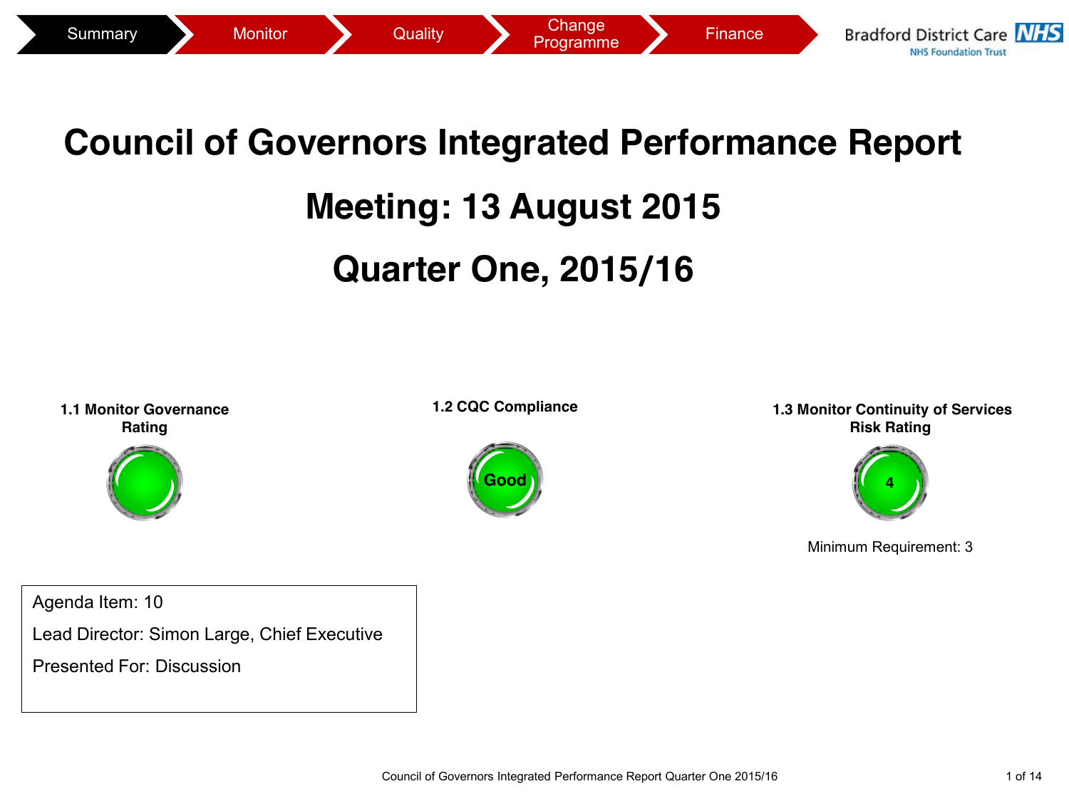Summary | Monitor | Quality | Change Programme | Finance

Bradford District Care NHS Foundation Trust

# Council of Governors Integrated Performance Report

# Meeting: 13 August 2015

# Quarter One, 2015/16

**1.1 Monitor Governance Rating**

**1.2 CQC Compliance**

Good

**1.3 Monitor Continuity of Services Risk Rating**

4

Minimum Requirement: 3

Agenda Item: 10

Lead Director: Simon Large, Chief Executive

Presented For: Discussion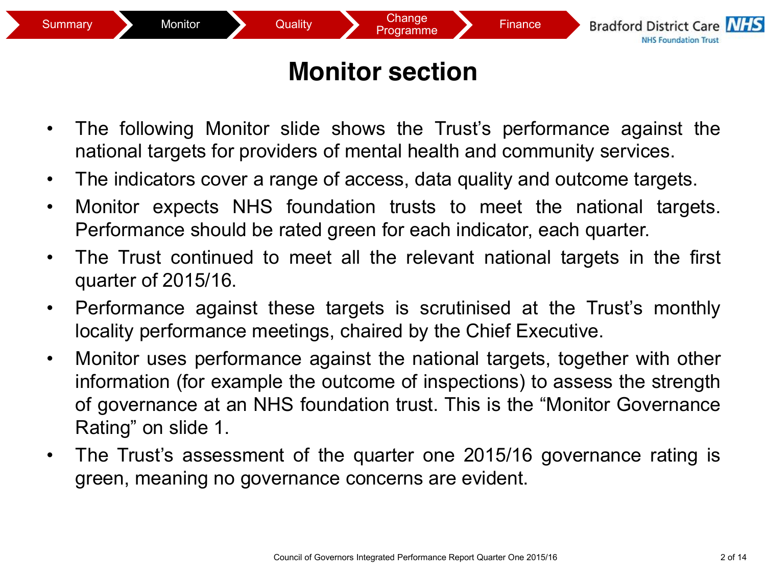# Monitor section

- The following Monitor slide shows the Trust's performance against the national targets for providers of mental health and community services.
- The indicators cover a range of access, data quality and outcome targets.
- Monitor expects NHS foundation trusts to meet the national targets. Performance should be rated green for each indicator, each quarter.
- The Trust continued to meet all the relevant national targets in the first quarter of 2015/16.
- Performance against these targets is scrutinised at the Trust's monthly locality performance meetings, chaired by the Chief Executive.
- Monitor uses performance against the national targets, together with other information (for example the outcome of inspections) to assess the strength of governance at an NHS foundation trust. This is the "Monitor Governance Rating" on slide 1.
- The Trust's assessment of the quarter one 2015/16 governance rating is green, meaning no governance concerns are evident.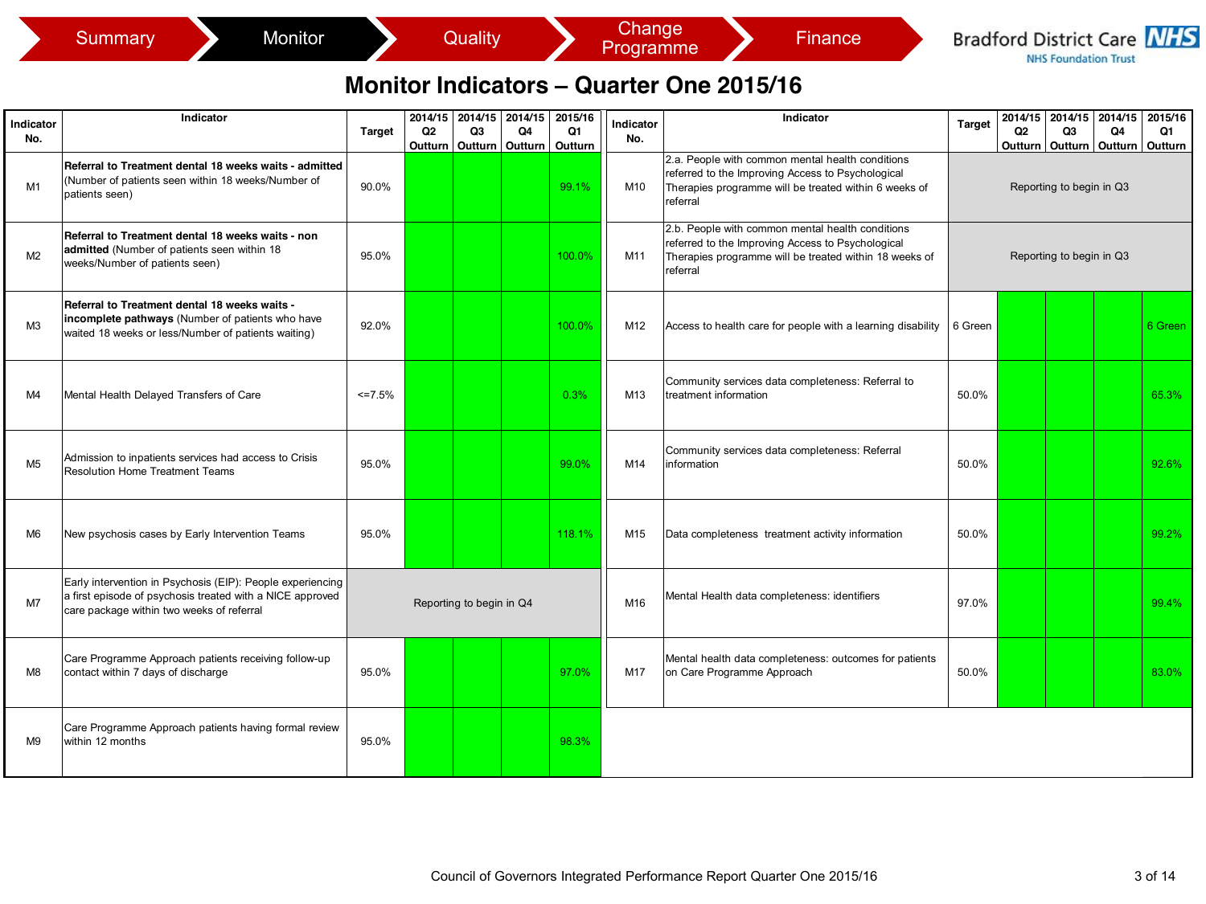Summary | Monitor | Quality | Change Programme | Finance

Bradford District Care NHS Foundation Trust

# Monitor Indicators – Quarter One 2015/16

| Indicator No. | Indicator | Target | 2014/15 Q2 Outturn | 2014/15 Q3 Outturn | 2014/15 Q4 Outturn | 2015/16 Q1 Outturn |
|---|---|---|---|---|---|---|
| M1 | **Referral to Treatment dental 18 weeks waits - admitted** (Number of patients seen within 18 weeks/Number of patients seen) | 90.0% | | | | 99.1% |
| M2 | **Referral to Treatment dental 18 weeks waits - non admitted** (Number of patients seen within 18 weeks/Number of patients seen) | 95.0% | | | | 100.0% |
| M3 | **Referral to Treatment dental 18 weeks waits - incomplete pathways** (Number of patients who have waited 18 weeks or less/Number of patients waiting) | 92.0% | | | | 100.0% |
| M4 | Mental Health Delayed Transfers of Care | <=7.5% | | | | 0.3% |
| M5 | Admission to inpatients services had access to Crisis Resolution Home Treatment Teams | 95.0% | | | | 99.0% |
| M6 | New psychosis cases by Early Intervention Teams | 95.0% | | | | 118.1% |
| M7 | Early intervention in Psychosis (EIP): People experiencing a first episode of psychosis treated with a NICE approved care package within two weeks of referral | Reporting to begin in Q4 | | | | |
| M8 | Care Programme Approach patients receiving follow-up contact within 7 days of discharge | 95.0% | | | | 97.0% |
| M9 | Care Programme Approach patients having formal review within 12 months | 95.0% | | | | 98.3% |
| M10 | 2.a. People with common mental health conditions referred to the Improving Access to Psychological Therapies programme will be treated within 6 weeks of referral | Reporting to begin in Q3 | | | | |
| M11 | 2.b. People with common mental health conditions referred to the Improving Access to Psychological Therapies programme will be treated within 18 weeks of referral | Reporting to begin in Q3 | | | | |
| M12 | Access to health care for people with a learning disability | 6 Green | | | | 6 Green |
| M13 | Community services data completeness: Referral to treatment information | 50.0% | | | | 65.3% |
| M14 | Community services data completeness: Referral information | 50.0% | | | | 92.6% |
| M15 | Data completeness treatment activity information | 50.0% | | | | 99.2% |
| M16 | Mental Health data completeness: identifiers | 97.0% | | | | 99.4% |
| M17 | Mental health data completeness: outcomes for patients on Care Programme Approach | 50.0% | | | | 83.0% |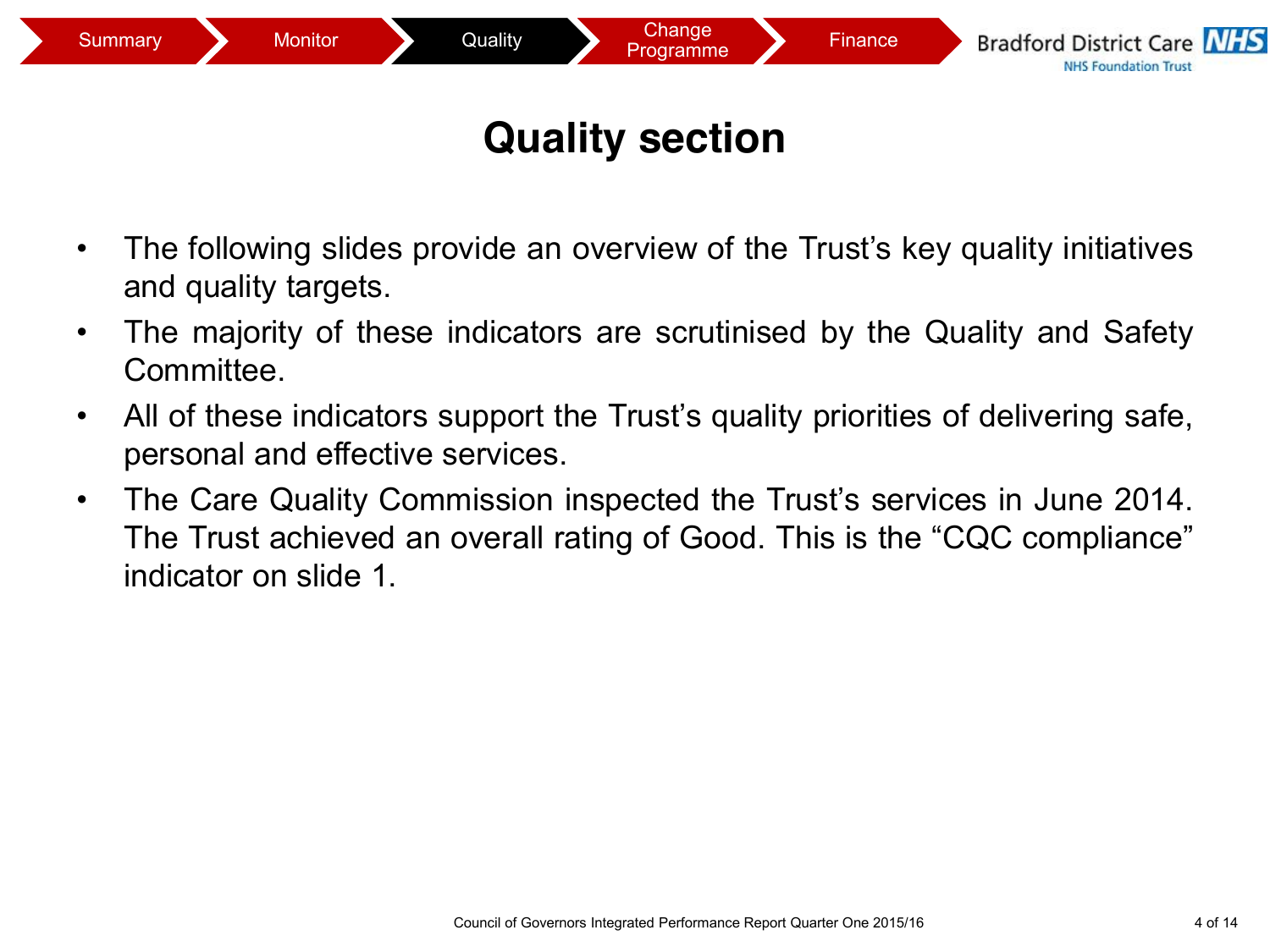Summary | Monitor | Quality | Change Programme | Finance

Bradford District Care NHS Foundation Trust

# Quality section

- The following slides provide an overview of the Trust’s key quality initiatives and quality targets.
- The majority of these indicators are scrutinised by the Quality and Safety Committee.
- All of these indicators support the Trust’s quality priorities of delivering safe, personal and effective services.
- The Care Quality Commission inspected the Trust’s services in June 2014. The Trust achieved an overall rating of Good. This is the “CQC compliance” indicator on slide 1.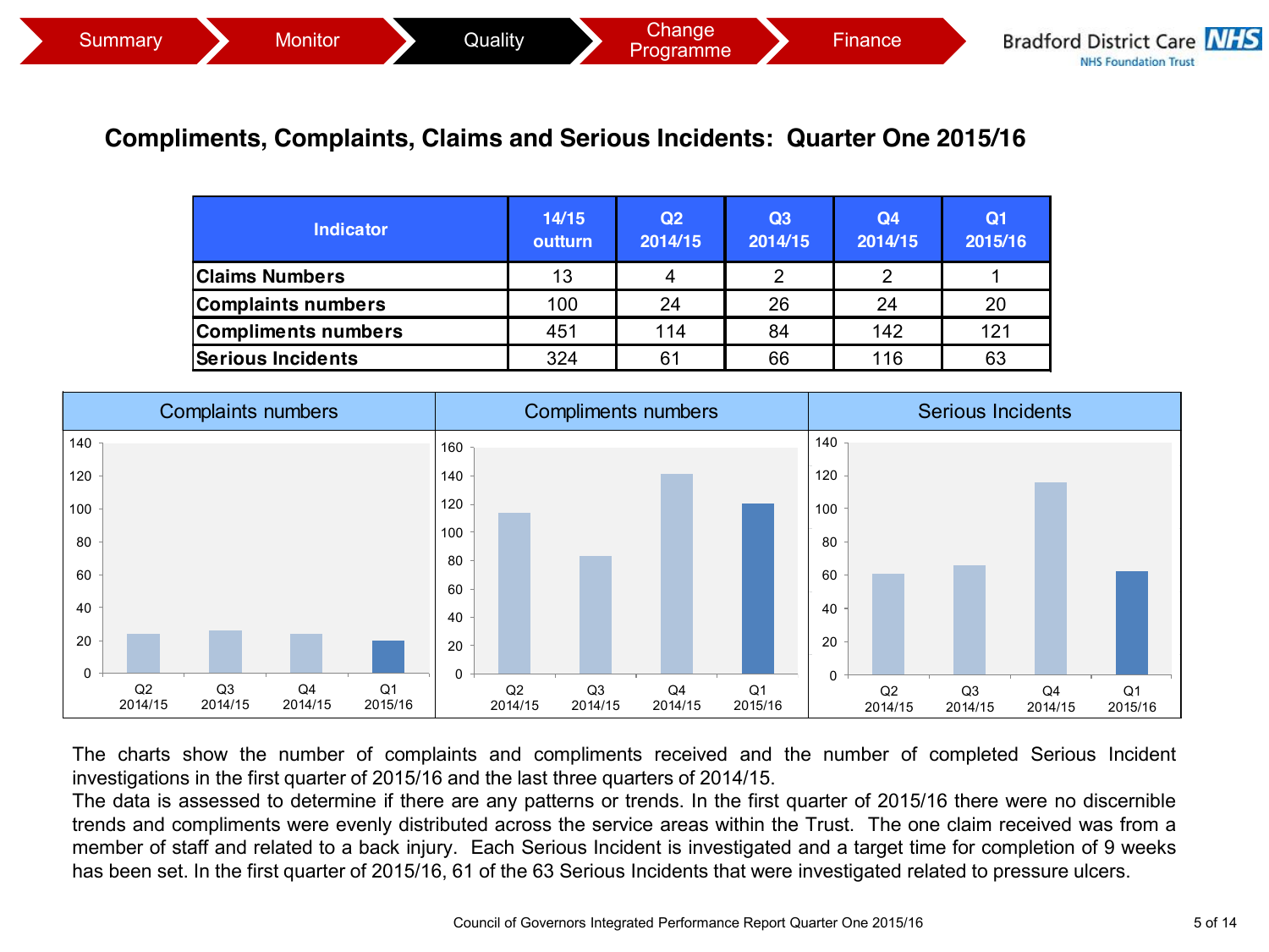Summary | Monitor | Quality | Change Programme | Finance

Bradford District Care NHS Foundation Trust

## Compliments, Complaints, Claims and Serious Incidents: Quarter One 2015/16

| Indicator | 14/15 outturn | Q2 2014/15 | Q3 2014/15 | Q4 2014/15 | Q1 2015/16 |
|---|---|---|---|---|---|
| **Claims Numbers** | 13 | 4 | 2 | 2 | 1 |
| **Complaints numbers** | 100 | 24 | 26 | 24 | 20 |
| **Compliments numbers** | 451 | 114 | 84 | 142 | 121 |
| **Serious Incidents** | 324 | 61 | 66 | 116 | 63 |

Complaints numbers | Compliments numbers | Serious Incidents

The charts show the number of complaints and compliments received and the number of completed Serious Incident investigations in the first quarter of 2015/16 and the last three quarters of 2014/15.

The data is assessed to determine if there are any patterns or trends. In the first quarter of 2015/16 there were no discernible trends and compliments were evenly distributed across the service areas within the Trust. The one claim received was from a member of staff and related to a back injury. Each Serious Incident is investigated and a target time for completion of 9 weeks has been set. In the first quarter of 2015/16, 61 of the 63 Serious Incidents that were investigated related to pressure ulcers.

Council of Governors Integrated Performance Report Quarter One 2015/16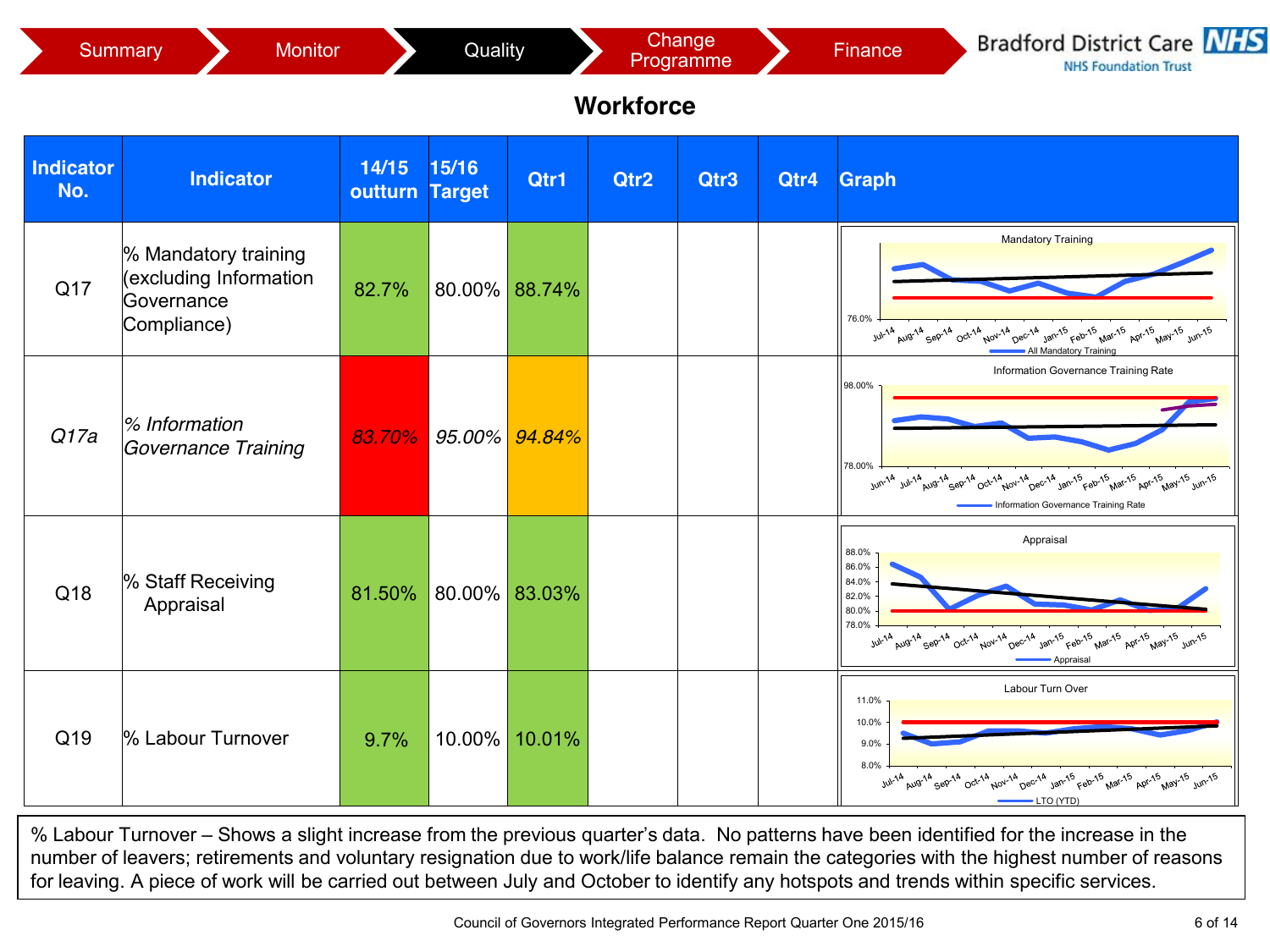Summary | Monitor | Quality | Change Programme | Finance

Bradford District Care NHS Foundation Trust

# Workforce

| Indicator No. | Indicator | 14/15 outturn | 15/16 Target | Qtr1 | Qtr2 | Qtr3 | Qtr4 | Graph |
|---|---|---|---|---|---|---|---|---|
| Q17 | % Mandatory training (excluding Information Governance Compliance) | 82.7% | 80.00% | 88.74% | | | | Mandatory Training |
| *Q17a* | *% Information Governance Training* | *83.70%* | *95.00%* | *94.84%* | | | | Information Governance Training Rate |
| Q18 | % Staff Receiving Appraisal | 81.50% | 80.00% | 83.03% | | | | Appraisal |
| Q19 | % Labour Turnover | 9.7% | 10.00% | 10.01% | | | | Labour Turn Over |

% Labour Turnover – Shows a slight increase from the previous quarter's data. No patterns have been identified for the increase in the number of leavers; retirements and voluntary resignation due to work/life balance remain the categories with the highest number of reasons for leaving. A piece of work will be carried out between July and October to identify any hotspots and trends within specific services.

Council of Governors Integrated Performance Report Quarter One 2015/16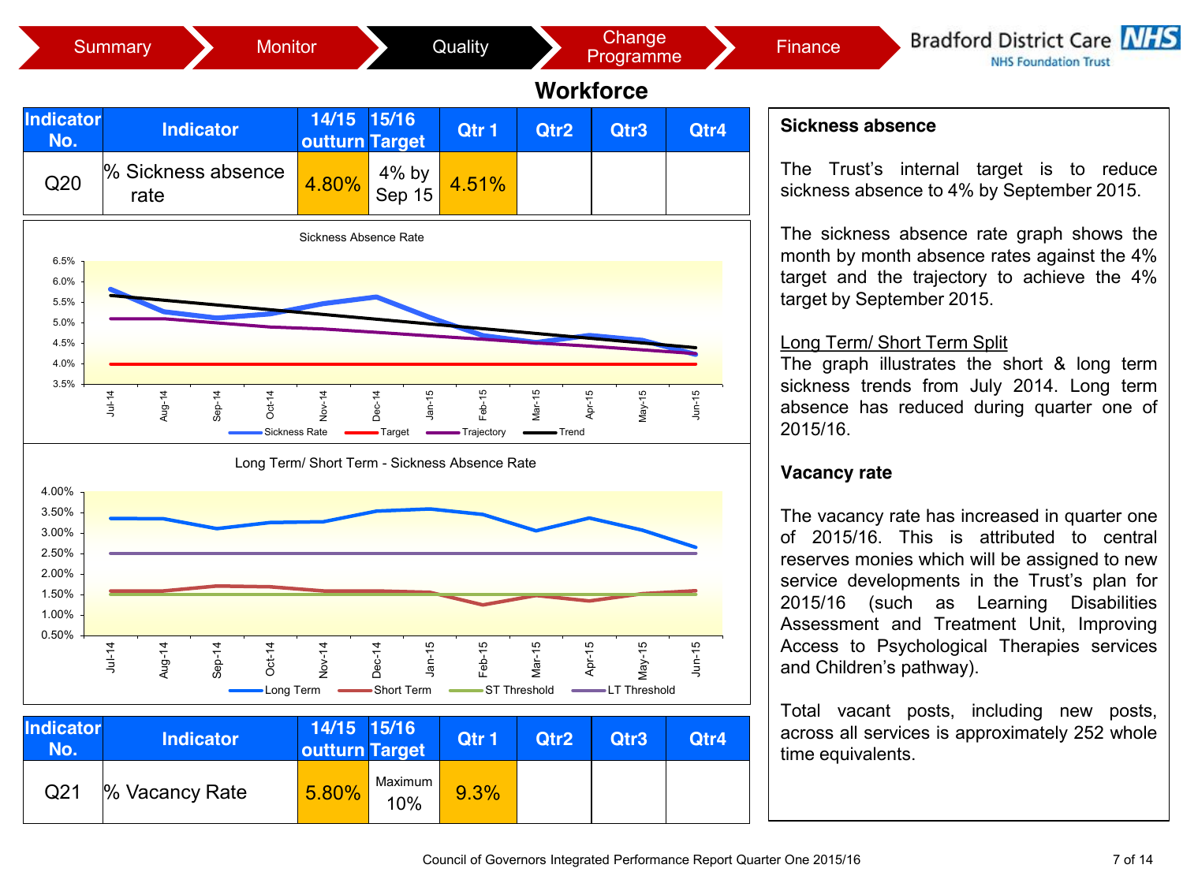Summary | Monitor | Quality | Change Programme | Finance

Bradford District Care NHS Foundation Trust

# Workforce

| Indicator No. | Indicator | 14/15 outturn | 15/16 Target | Qtr 1 | Qtr2 | Qtr3 | Qtr4 |
|---|---|---|---|---|---|---|---|
| Q20 | % Sickness absence rate | 4.80% | 4% by Sep 15 | 4.51% | | | |

Sickness Absence Rate

Sickness Rate, Target, Trajectory, Trend (Jul-14 to Jun-15)

Long Term/ Short Term - Sickness Absence Rate

Long Term, Short Term, ST Threshold, LT Threshold (Jul-14 to Jun-15)

| Indicator No. | Indicator | 14/15 outturn | 15/16 Target | Qtr 1 | Qtr2 | Qtr3 | Qtr4 |
|---|---|---|---|---|---|---|---|
| Q21 | % Vacancy Rate | 5.80% | Maximum 10% | 9.3% | | | |

**Sickness absence**

The Trust's internal target is to reduce sickness absence to 4% by September 2015.

The sickness absence rate graph shows the month by month absence rates against the 4% target and the trajectory to achieve the 4% target by September 2015.

Long Term/ Short Term Split
The graph illustrates the short & long term sickness trends from July 2014. Long term absence has reduced during quarter one of 2015/16.

**Vacancy rate**

The vacancy rate has increased in quarter one of 2015/16. This is attributed to central reserves monies which will be assigned to new service developments in the Trust's plan for 2015/16 (such as Learning Disabilities Assessment and Treatment Unit, Improving Access to Psychological Therapies services and Children's pathway).

Total vacant posts, including new posts, across all services is approximately 252 whole time equivalents.

Council of Governors Integrated Performance Report Quarter One 2015/16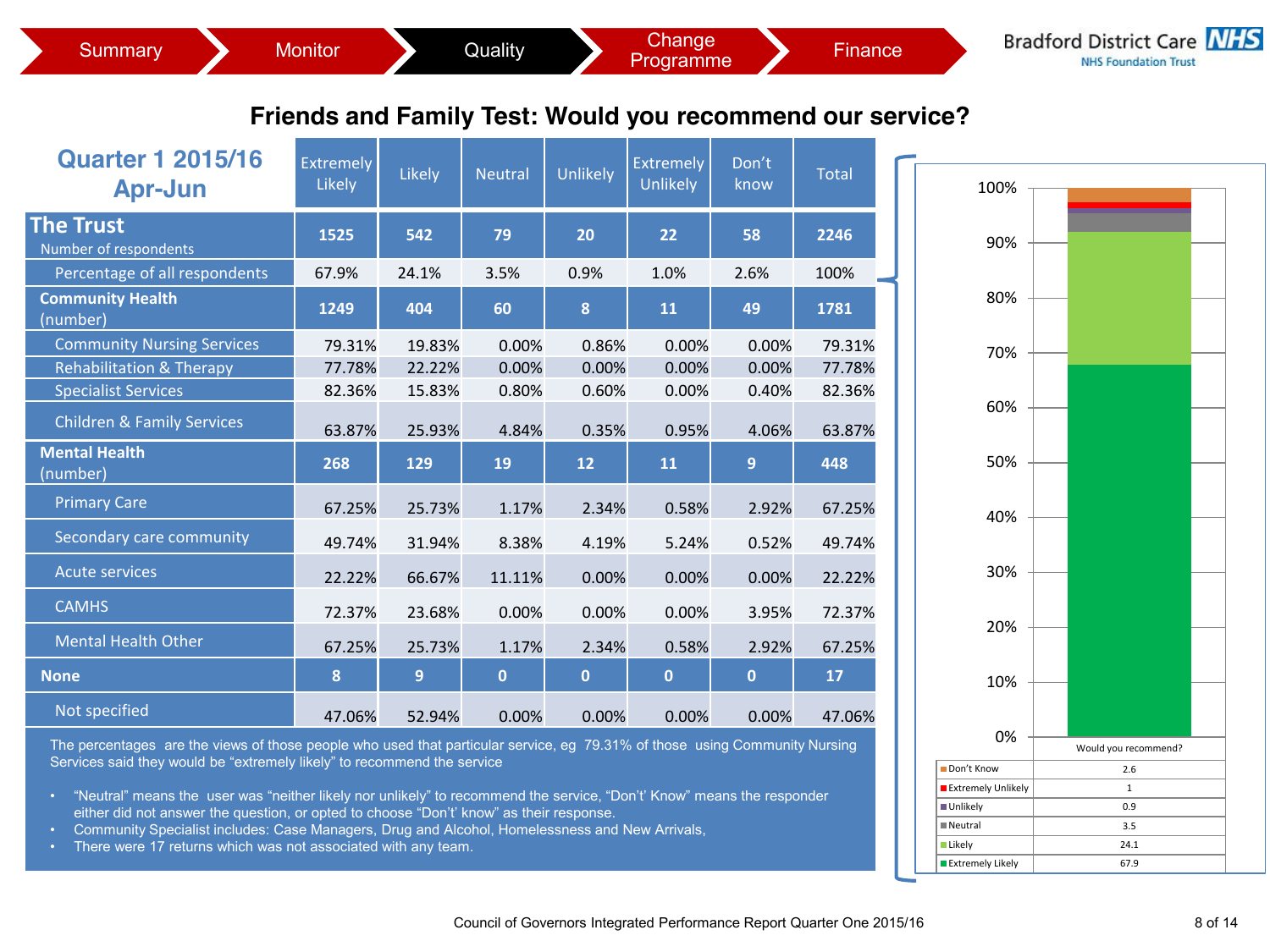Summary | Monitor | Quality | Change Programme | Finance

Bradford District Care NHS Foundation Trust

# Friends and Family Test: Would you recommend our service?

| Quarter 1 2015/16 Apr-Jun | Extremely Likely | Likely | Neutral | Unlikely | Extremely Unlikely | Don't know | Total |
|---|---|---|---|---|---|---|---|
| **The Trust** Number of respondents | **1525** | **542** | **79** | **20** | **22** | **58** | **2246** |
| Percentage of all respondents | 67.9% | 24.1% | 3.5% | 0.9% | 1.0% | 2.6% | 100% |
| **Community Health** (number) | **1249** | **404** | **60** | **8** | **11** | **49** | **1781** |
| Community Nursing Services | 79.31% | 19.83% | 0.00% | 0.86% | 0.00% | 0.00% | 79.31% |
| Rehabilitation & Therapy | 77.78% | 22.22% | 0.00% | 0.00% | 0.00% | 0.00% | 77.78% |
| Specialist Services | 82.36% | 15.83% | 0.80% | 0.60% | 0.00% | 0.40% | 82.36% |
| Children & Family Services | 63.87% | 25.93% | 4.84% | 0.35% | 0.95% | 4.06% | 63.87% |
| **Mental Health** (number) | **268** | **129** | **19** | **12** | **11** | **9** | **448** |
| Primary Care | 67.25% | 25.73% | 1.17% | 2.34% | 0.58% | 2.92% | 67.25% |
| Secondary care community | 49.74% | 31.94% | 8.38% | 4.19% | 5.24% | 0.52% | 49.74% |
| Acute services | 22.22% | 66.67% | 11.11% | 0.00% | 0.00% | 0.00% | 22.22% |
| CAMHS | 72.37% | 23.68% | 0.00% | 0.00% | 0.00% | 3.95% | 72.37% |
| Mental Health Other | 67.25% | 25.73% | 1.17% | 2.34% | 0.58% | 2.92% | 67.25% |
| **None** | **8** | **9** | **0** | **0** | **0** | **0** | **17** |
| Not specified | 47.06% | 52.94% | 0.00% | 0.00% | 0.00% | 0.00% | 47.06% |

The percentages are the views of those people who used that particular service, eg 79.31% of those using Community Nursing Services said they would be "extremely likely" to recommend the service

- "Neutral" means the user was "neither likely nor unlikely" to recommend the service, "Don't' Know" means the responder either did not answer the question, or opted to choose "Don't' know" as their response.
- Community Specialist includes: Case Managers, Drug and Alcohol, Homelessness and New Arrivals,
- There were 17 returns which was not associated with any team.

| | Would you recommend? |
|---|---|
| Don't Know | 2.6 |
| Extremely Unlikely | 1 |
| Unlikely | 0.9 |
| Neutral | 3.5 |
| Likely | 24.1 |
| Extremely Likely | 67.9 |

Council of Governors Integrated Performance Report Quarter One 2015/16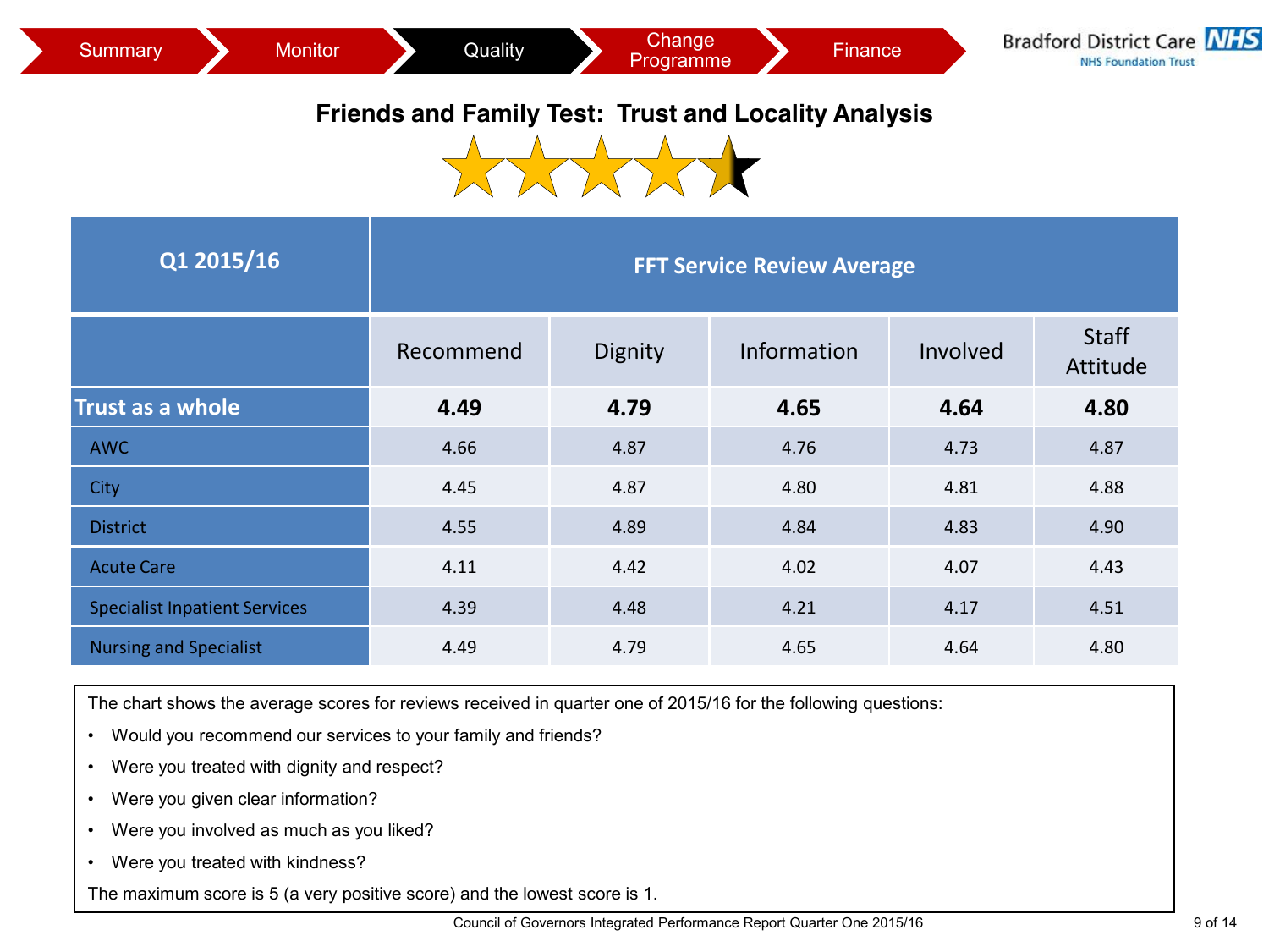Summary | Monitor | Quality | Change Programme | Finance

Bradford District Care NHS Foundation Trust

# Friends and Family Test: Trust and Locality Analysis

| Q1 2015/16 | FFT Service Review Average | | | | |
|---|---|---|---|---|---|
| | Recommend | Dignity | Information | Involved | Staff Attitude |
| **Trust as a whole** | **4.49** | **4.79** | **4.65** | **4.64** | **4.80** |
| AWC | 4.66 | 4.87 | 4.76 | 4.73 | 4.87 |
| City | 4.45 | 4.87 | 4.80 | 4.81 | 4.88 |
| District | 4.55 | 4.89 | 4.84 | 4.83 | 4.90 |
| Acute Care | 4.11 | 4.42 | 4.02 | 4.07 | 4.43 |
| Specialist Inpatient Services | 4.39 | 4.48 | 4.21 | 4.17 | 4.51 |
| Nursing and Specialist | 4.49 | 4.79 | 4.65 | 4.64 | 4.80 |

The chart shows the average scores for reviews received in quarter one of 2015/16 for the following questions:

- Would you recommend our services to your family and friends?
- Were you treated with dignity and respect?
- Were you given clear information?
- Were you involved as much as you liked?
- Were you treated with kindness?

The maximum score is 5 (a very positive score) and the lowest score is 1.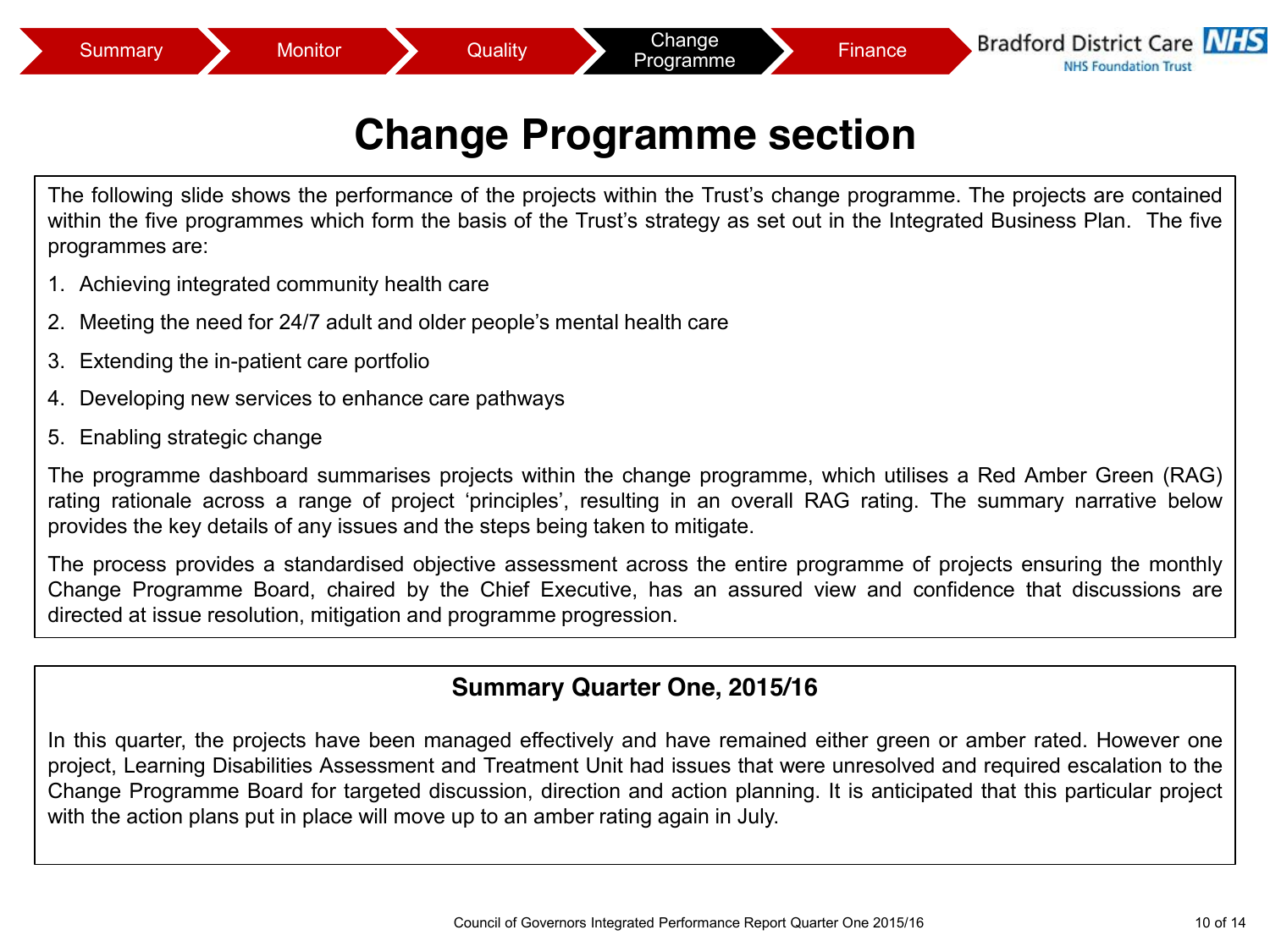# Change Programme section

The following slide shows the performance of the projects within the Trust's change programme. The projects are contained within the five programmes which form the basis of the Trust's strategy as set out in the Integrated Business Plan. The five programmes are:

1. Achieving integrated community health care
2. Meeting the need for 24/7 adult and older people's mental health care
3. Extending the in-patient care portfolio
4. Developing new services to enhance care pathways
5. Enabling strategic change

The programme dashboard summarises projects within the change programme, which utilises a Red Amber Green (RAG) rating rationale across a range of project 'principles', resulting in an overall RAG rating. The summary narrative below provides the key details of any issues and the steps being taken to mitigate.

The process provides a standardised objective assessment across the entire programme of projects ensuring the monthly Change Programme Board, chaired by the Chief Executive, has an assured view and confidence that discussions are directed at issue resolution, mitigation and programme progression.

## Summary Quarter One, 2015/16

In this quarter, the projects have been managed effectively and have remained either green or amber rated. However one project, Learning Disabilities Assessment and Treatment Unit had issues that were unresolved and required escalation to the Change Programme Board for targeted discussion, direction and action planning. It is anticipated that this particular project with the action plans put in place will move up to an amber rating again in July.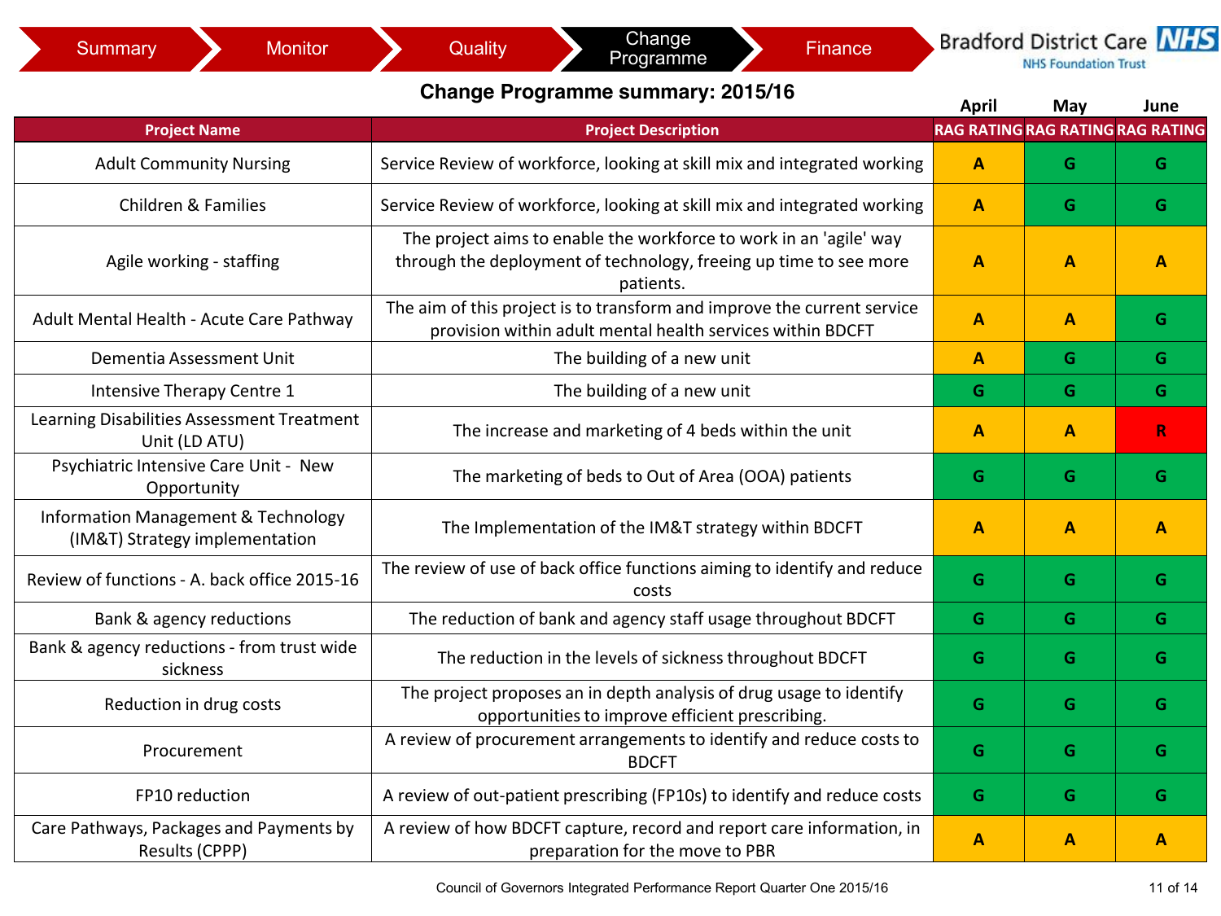Summary | Monitor | Quality | Change Programme | Finance

Bradford District Care NHS Foundation Trust

## Change Programme summary: 2015/16

| Project Name | Project Description | April RAG RATING | May RAG RATING | June RAG RATING |
|---|---|---|---|---|
| Adult Community Nursing | Service Review of workforce, looking at skill mix and integrated working | A | G | G |
| Children & Families | Service Review of workforce, looking at skill mix and integrated working | A | G | G |
| Agile working - staffing | The project aims to enable the workforce to work in an 'agile' way through the deployment of technology, freeing up time to see more patients. | A | A | A |
| Adult Mental Health - Acute Care Pathway | The aim of this project is to transform and improve the current service provision within adult mental health services within BDCFT | A | A | G |
| Dementia Assessment Unit | The building of a new unit | A | G | G |
| Intensive Therapy Centre 1 | The building of a new unit | G | G | G |
| Learning Disabilities Assessment Treatment Unit (LD ATU) | The increase and marketing of 4 beds within the unit | A | A | R |
| Psychiatric Intensive Care Unit - New Opportunity | The marketing of beds to Out of Area (OOA) patients | G | G | G |
| Information Management & Technology (IM&T) Strategy implementation | The Implementation of the IM&T strategy within BDCFT | A | A | A |
| Review of functions - A. back office 2015-16 | The review of use of back office functions aiming to identify and reduce costs | G | G | G |
| Bank & agency reductions | The reduction of bank and agency staff usage throughout BDCFT | G | G | G |
| Bank & agency reductions - from trust wide sickness | The reduction in the levels of sickness throughout BDCFT | G | G | G |
| Reduction in drug costs | The project proposes an in depth analysis of drug usage to identify opportunities to improve efficient prescribing. | G | G | G |
| Procurement | A review of procurement arrangements to identify and reduce costs to BDCFT | G | G | G |
| FP10 reduction | A review of out-patient prescribing (FP10s) to identify and reduce costs | G | G | G |
| Care Pathways, Packages and Payments by Results (CPPP) | A review of how BDCFT capture, record and report care information, in preparation for the move to PBR | A | A | A |

Council of Governors Integrated Performance Report Quarter One 2015/16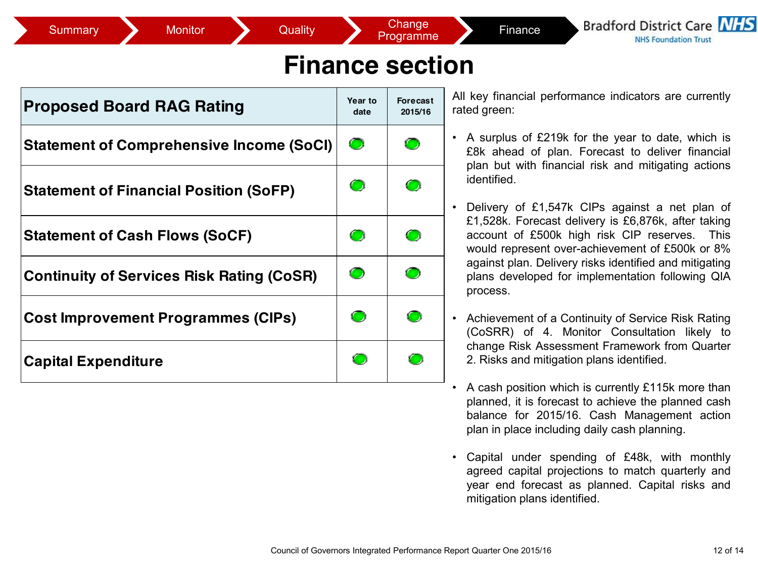Summary | Monitor | Quality | Change Programme | Finance

# Finance section

| Proposed Board RAG Rating | Year to date | Forecast 2015/16 |
|---|---|---|
| Statement of Comprehensive Income (SoCI) | Green | Green |
| Statement of Financial Position (SoFP) | Green | Green |
| Statement of Cash Flows (SoCF) | Green | Green |
| Continuity of Services Risk Rating (CoSR) | Green | Green |
| Cost Improvement Programmes (CIPs) | Green | Green |
| Capital Expenditure | Green | Green |

All key financial performance indicators are currently rated green:

- A surplus of £219k for the year to date, which is £8k ahead of plan. Forecast to deliver financial plan but with financial risk and mitigating actions identified.
- Delivery of £1,547k CIPs against a net plan of £1,528k. Forecast delivery is £6,876k, after taking account of £500k high risk CIP reserves. This would represent over-achievement of £500k or 8% against plan. Delivery risks identified and mitigating plans developed for implementation following QIA process.
- Achievement of a Continuity of Service Risk Rating (CoSRR) of 4. Monitor Consultation likely to change Risk Assessment Framework from Quarter 2. Risks and mitigation plans identified.
- A cash position which is currently £115k more than planned, it is forecast to achieve the planned cash balance for 2015/16. Cash Management action plan in place including daily cash planning.
- Capital under spending of £48k, with monthly agreed capital projections to match quarterly and year end forecast as planned. Capital risks and mitigation plans identified.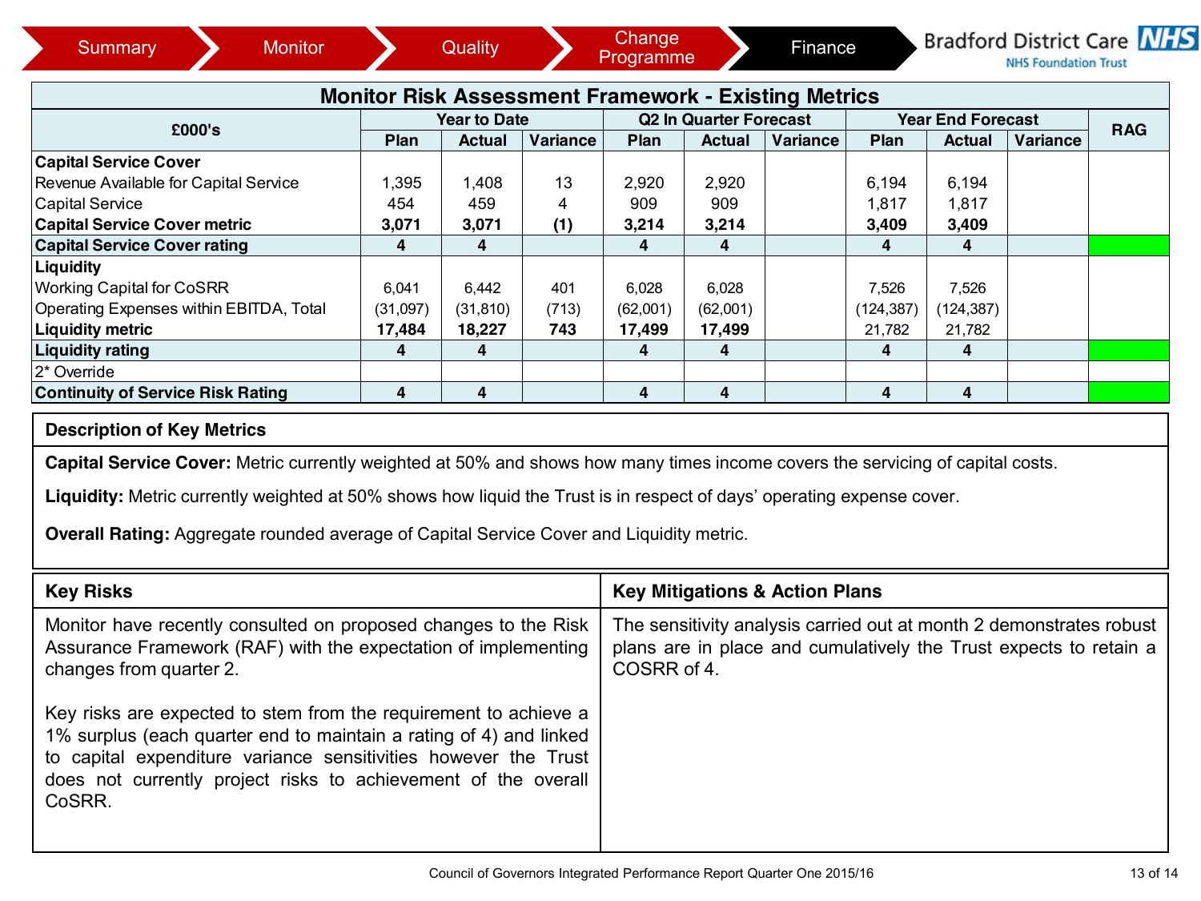Summary | Monitor | Quality | Change Programme | Finance

Bradford District Care NHS Foundation Trust

## Monitor Risk Assessment Framework - Existing Metrics

| £000's | Year to Date | | | Q2 In Quarter Forecast | | | Year End Forecast | | | RAG |
|---|---|---|---|---|---|---|---|---|---|---|
| | Plan | Actual | Variance | Plan | Actual | Variance | Plan | Actual | Variance | |
| **Capital Service Cover** | | | | | | | | | | |
| Revenue Available for Capital Service | 1,395 | 1,408 | 13 | 2,920 | 2,920 | | 6,194 | 6,194 | | |
| Capital Service | 454 | 459 | 4 | 909 | 909 | | 1,817 | 1,817 | | |
| **Capital Service Cover metric** | **3,071** | **3,071** | **(1)** | **3,214** | **3,214** | | **3,409** | **3,409** | | |
| **Capital Service Cover rating** | **4** | **4** | | **4** | **4** | | **4** | **4** | | |
| **Liquidity** | | | | | | | | | | |
| Working Capital for CoSRR | 6,041 | 6,442 | 401 | 6,028 | 6,028 | | 7,526 | 7,526 | | |
| Operating Expenses within EBITDA, Total | (31,097) | (31,810) | (713) | (62,001) | (62,001) | | (124,387) | (124,387) | | |
| **Liquidity metric** | **17,484** | **18,227** | **743** | **17,499** | **17,499** | | 21,782 | 21,782 | | |
| **Liquidity rating** | **4** | **4** | | **4** | **4** | | **4** | **4** | | |
| 2* Override | | | | | | | | | | |
| **Continuity of Service Risk Rating** | **4** | **4** | | **4** | **4** | | **4** | **4** | | |

### Description of Key Metrics

**Capital Service Cover:** Metric currently weighted at 50% and shows how many times income covers the servicing of capital costs.

**Liquidity:** Metric currently weighted at 50% shows how liquid the Trust is in respect of days' operating expense cover.

**Overall Rating:** Aggregate rounded average of Capital Service Cover and Liquidity metric.

### Key Risks

Monitor have recently consulted on proposed changes to the Risk Assurance Framework (RAF) with the expectation of implementing changes from quarter 2.

Key risks are expected to stem from the requirement to achieve a 1% surplus (each quarter end to maintain a rating of 4) and linked to capital expenditure variance sensitivities however the Trust does not currently project risks to achievement of the overall CoSRR.

### Key Mitigations & Action Plans

The sensitivity analysis carried out at month 2 demonstrates robust plans are in place and cumulatively the Trust expects to retain a COSRR of 4.

Council of Governors Integrated Performance Report Quarter One 2015/16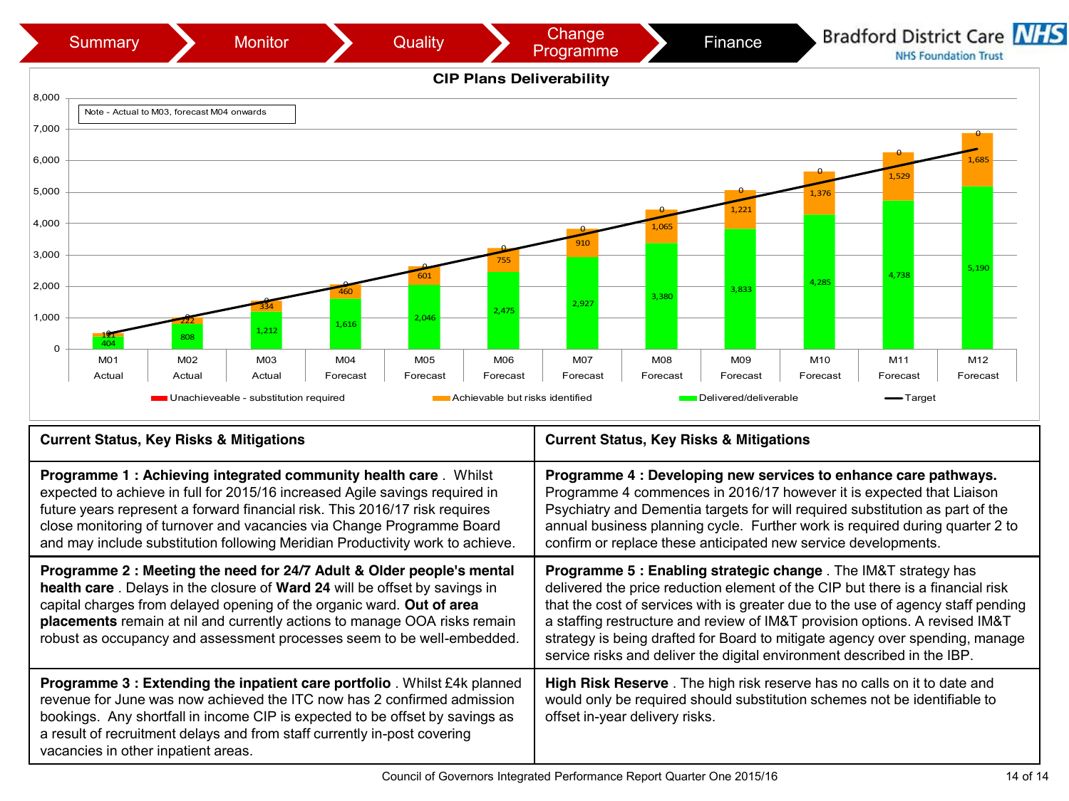Summary | Monitor | Quality | Change Programme | Finance

Bradford District Care NHS Foundation Trust

## CIP Plans Deliverability

Note - Actual to M03, forecast M04 onwards

8,000
7,000
6,000
5,000
4,000
3,000
2,000
1,000
0

M01 Actual: 404, 111, 0
M02 Actual: 808, 222, 0
M03 Actual: 1,212, 334, 0
M04 Forecast: 1,616, 460, 0
M05 Forecast: 2,046, 601, 0
M06 Forecast: 2,475, 755, 0
M07 Forecast: 2,927, 910, 0
M08 Forecast: 3,380, 1,065, 0
M09 Forecast: 3,833, 1,221, 0
M10 Forecast: 4,285, 1,376, 0
M11 Forecast: 4,738, 1,529, 0
M12 Forecast: 5,190, 1,685, 0

Unachieveable - substitution required | Achievable but risks identified | Delivered/deliverable | Target

| Current Status, Key Risks & Mitigations | Current Status, Key Risks & Mitigations |
|---|---|
| **Programme 1 : Achieving integrated community health care** . Whilst expected to achieve in full for 2015/16 increased Agile savings required in future years represent a forward financial risk. This 2016/17 risk requires close monitoring of turnover and vacancies via Change Programme Board and may include substitution following Meridian Productivity work to achieve. | **Programme 4 : Developing new services to enhance care pathways.** Programme 4 commences in 2016/17 however it is expected that Liaison Psychiatry and Dementia targets for will required substitution as part of the annual business planning cycle. Further work is required during quarter 2 to confirm or replace these anticipated new service developments. |
| **Programme 2 : Meeting the need for 24/7 Adult & Older people's mental health care** . Delays in the closure of **Ward 24** will be offset by savings in capital charges from delayed opening of the organic ward. **Out of area placements** remain at nil and currently actions to manage OOA risks remain robust as occupancy and assessment processes seem to be well-embedded. | **Programme 5 : Enabling strategic change** . The IM&T strategy has delivered the price reduction element of the CIP but there is a financial risk that the cost of services with is greater due to the use of agency staff pending a staffing restructure and review of IM&T provision options. A revised IM&T strategy is being drafted for Board to mitigate agency over spending, manage service risks and deliver the digital environment described in the IBP. |
| **Programme 3 : Extending the inpatient care portfolio** . Whilst £4k planned revenue for June was now achieved the ITC now has 2 confirmed admission bookings. Any shortfall in income CIP is expected to be offset by savings as a result of recruitment delays and from staff currently in-post covering vacancies in other inpatient areas. | **High Risk Reserve** . The high risk reserve has no calls on it to date and would only be required should substitution schemes not be identifiable to offset in-year delivery risks. |

Council of Governors Integrated Performance Report Quarter One 2015/16